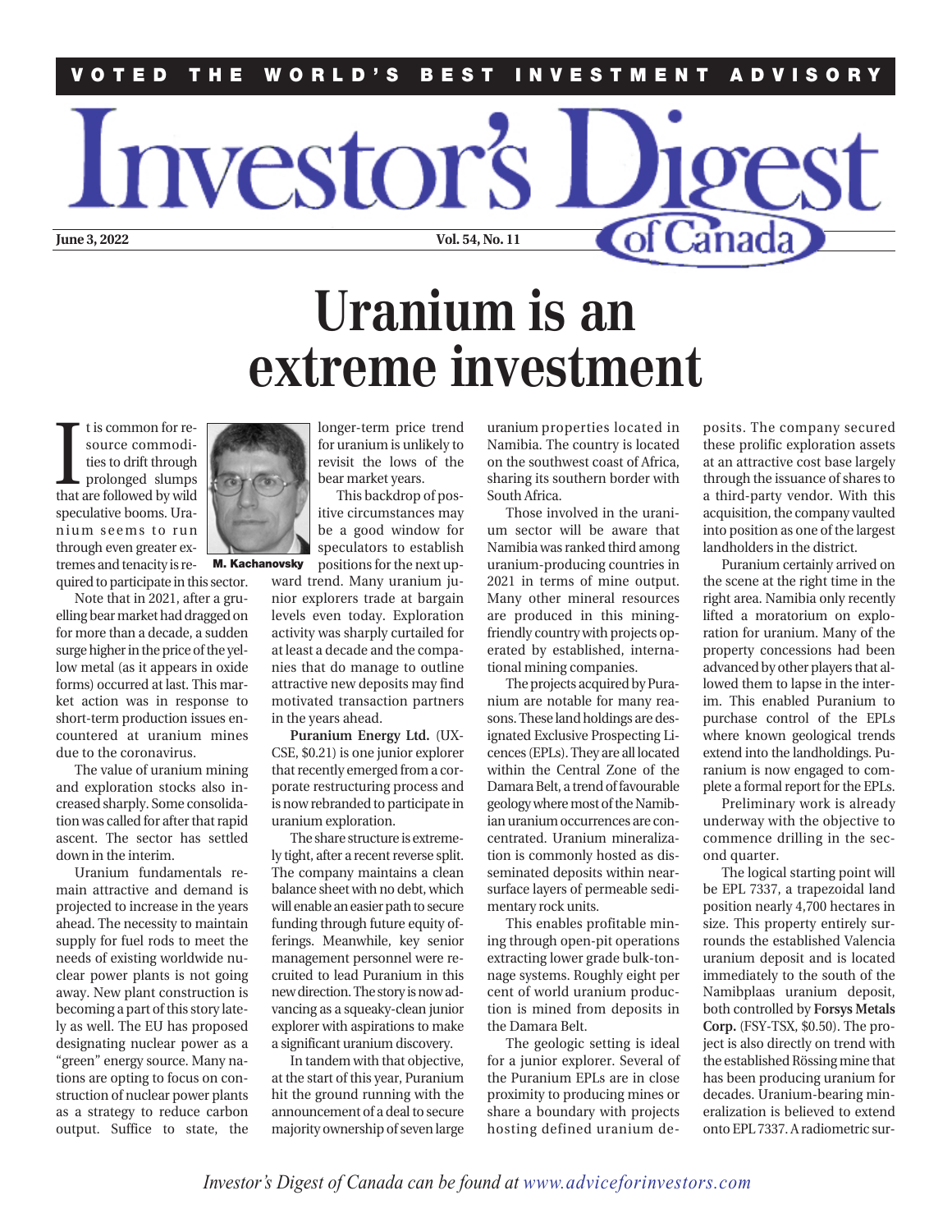VOTED THE WORLD'S BEST INVESTMENT ADVISORY

# Investor's Digest of Canada

**June 3, 2022** **Vol. 54, No. 11**

# Uranium is an extreme investment

M. Kachanovsky

It is common for resource commodities to drift through prolonged slumps that are followed by wild speculative booms. Uranium seems to run through even greater extremes and tenacity is required to participate in this sector.

Note that in 2021, after a gruelling bear market had dragged on for more than a decade, a sudden surge higher in the price of the yellow metal (as it appears in oxide forms) occurred at last. This market action was in response to short-term production issues encountered at uranium mines due to the coronavirus.

The value of uranium mining and exploration stocks also increased sharply. Some consolidation was called for after that rapid ascent. The sector has settled down in the interim.

Uranium fundamentals remain attractive and demand is projected to increase in the years ahead. The necessity to maintain supply for fuel rods to meet the needs of existing worldwide nuclear power plants is not going away. New plant construction is becoming a part of this story lately as well. The EU has proposed designating nuclear power as a "green" energy source. Many nations are opting to focus on construction of nuclear power plants as a strategy to reduce carbon output. Suffice to state, the longer-term price trend for uranium is unlikely to revisit the lows of the bear market years.

This backdrop of positive circumstances may be a good window for speculators to establish positions for the next upward trend. Many uranium junior explorers trade at bargain levels even today. Exploration activity was sharply curtailed for at least a decade and the companies that do manage to outline attractive new deposits may find motivated transaction partners in the years ahead.

**Puranium Energy Ltd.** (UX-CSE, $0.21) is one junior explorer that recently emerged from a corporate restructuring process and is now rebranded to participate in uranium exploration.

The share structure is extremely tight, after a recent reverse split. The company maintains a clean balance sheet with no debt, which will enable an easier path to secure funding through future equity offerings. Meanwhile, key senior management personnel were recruited to lead Puranium in this new direction. The story is now advancing as a squeaky-clean junior explorer with aspirations to make a significant uranium discovery.

In tandem with that objective, at the start of this year, Puranium hit the ground running with the announcement of a deal to secure majority ownership of seven large uranium properties located in Namibia. The country is located on the southwest coast of Africa, sharing its southern border with South Africa.

Those involved in the uranium sector will be aware that Namibia was ranked third among uranium-producing countries in 2021 in terms of mine output. Many other mineral resources are produced in this mining-friendly country with projects operated by established, international mining companies.

The projects acquired by Puranium are notable for many reasons. These land holdings are designated Exclusive Prospecting Licences (EPLs). They are all located within the Central Zone of the Damara Belt, a trend of favourable geology where most of the Namibian uranium occurrences are concentrated. Uranium mineralization is commonly hosted as disseminated deposits within near-surface layers of permeable sedimentary rock units.

This enables profitable mining through open-pit operations extracting lower grade bulk-tonnage systems. Roughly eight per cent of world uranium production is mined from deposits in the Damara Belt.

The geologic setting is ideal for a junior explorer. Several of the Puranium EPLs are in close proximity to producing mines or share a boundary with projects hosting defined uranium deposits. The company secured these prolific exploration assets at an attractive cost base largely through the issuance of shares to a third-party vendor. With this acquisition, the company vaulted into position as one of the largest landholders in the district.

Puranium certainly arrived on the scene at the right time in the right area. Namibia only recently lifted a moratorium on exploration for uranium. Many of the property concessions had been advanced by other players that allowed them to lapse in the interim. This enabled Puranium to purchase control of the EPLs where known geological trends extend into the landholdings. Puranium is now engaged to complete a formal report for the EPLs.

Preliminary work is already underway with the objective to commence drilling in the second quarter.

The logical starting point will be EPL 7337, a trapezoidal land position nearly 4,700 hectares in size. This property entirely surrounds the established Valencia uranium deposit and is located immediately to the south of the Namibplaas uranium deposit, both controlled by **Forsys Metals Corp.** (FSY-TSX, $0.50). The project is also directly on trend with the established Rössing mine that has been producing uranium for decades. Uranium-bearing mineralization is believed to extend onto EPL 7337. A radiometric sur-

*Investor's Digest of Canada can be found at www.adviceforinvestors.com*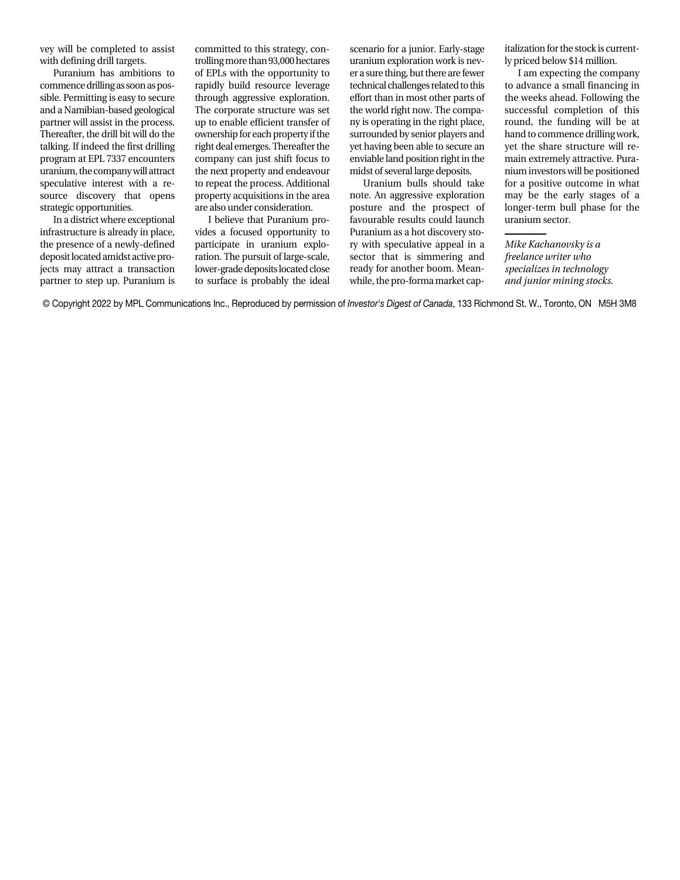vey will be completed to assist with defining drill targets.

Puranium has ambitions to commence drilling as soon as possible. Permitting is easy to secure and a Namibian-based geological partner will assist in the process. Thereafter, the drill bit will do the talking. If indeed the first drilling program at EPL 7337 encounters uranium, the company will attract speculative interest with a resource discovery that opens strategic opportunities.

In a district where exceptional infrastructure is already in place, the presence of a newly-defined deposit located amidst active projects may attract a transaction partner to step up. Puranium is committed to this strategy, controlling more than 93,000 hectares of EPLs with the opportunity to rapidly build resource leverage through aggressive exploration. The corporate structure was set up to enable efficient transfer of ownership for each property if the right deal emerges. Thereafter the company can just shift focus to the next property and endeavour to repeat the process. Additional property acquisitions in the area are also under consideration.

I believe that Puranium provides a focused opportunity to participate in uranium exploration. The pursuit of large-scale, lower-grade deposits located close to surface is probably the ideal scenario for a junior. Early-stage uranium exploration work is never a sure thing, but there are fewer technical challenges related to this effort than in most other parts of the world right now. The company is operating in the right place, surrounded by senior players and yet having been able to secure an enviable land position right in the midst of several large deposits.

Uranium bulls should take note. An aggressive exploration posture and the prospect of favourable results could launch Puranium as a hot discovery story with speculative appeal in a sector that is simmering and ready for another boom. Meanwhile, the pro-forma market capitalization for the stock is currently priced below $14 million.

I am expecting the company to advance a small financing in the weeks ahead. Following the successful completion of this round, the funding will be at hand to commence drilling work, yet the share structure will remain extremely attractive. Puranium investors will be positioned for a positive outcome in what may be the early stages of a longer-term bull phase for the uranium sector.

---

*Mike Kachanovsky is a freelance writer who specializes in technology and junior mining stocks.*

© Copyright 2022 by MPL Communications Inc., Reproduced by permission of *Investor's Digest of Canada*, 133 Richmond St. W., Toronto, ON M5H 3M8